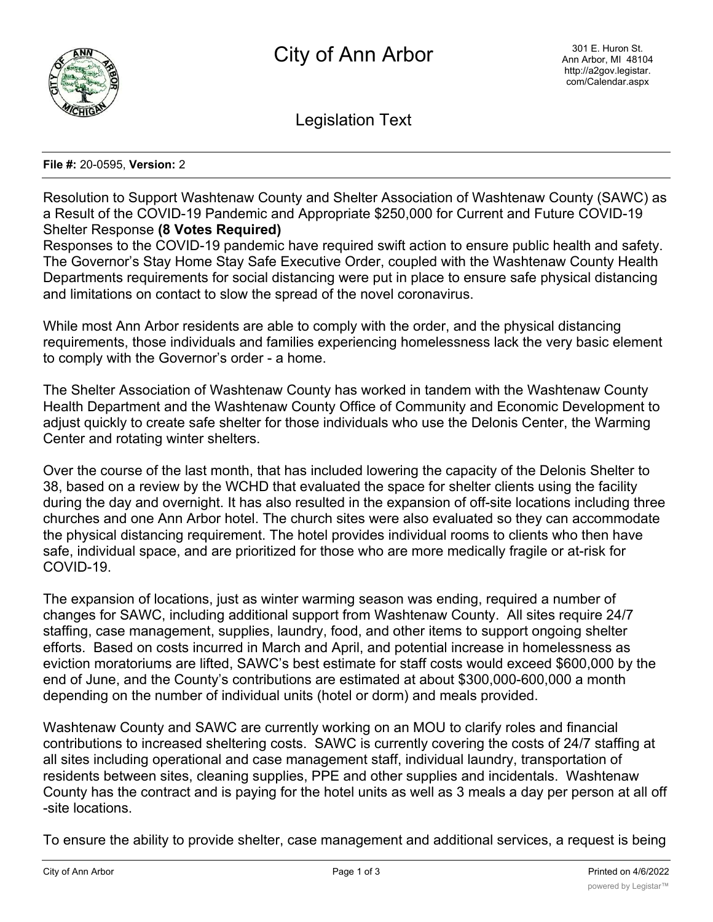# City of Ann Arbor

301 E. Huron St.
Ann Arbor, MI 48104
http://a2gov.legistar.com/Calendar.aspx

## Legislation Text

**File #:** 20-0595, **Version:** 2

Resolution to Support Washtenaw County and Shelter Association of Washtenaw County (SAWC) as a Result of the COVID-19 Pandemic and Appropriate $250,000 for Current and Future COVID-19 Shelter Response **(8 Votes Required)**

Responses to the COVID-19 pandemic have required swift action to ensure public health and safety. The Governor's Stay Home Stay Safe Executive Order, coupled with the Washtenaw County Health Departments requirements for social distancing were put in place to ensure safe physical distancing and limitations on contact to slow the spread of the novel coronavirus.

While most Ann Arbor residents are able to comply with the order, and the physical distancing requirements, those individuals and families experiencing homelessness lack the very basic element to comply with the Governor's order - a home.

The Shelter Association of Washtenaw County has worked in tandem with the Washtenaw County Health Department and the Washtenaw County Office of Community and Economic Development to adjust quickly to create safe shelter for those individuals who use the Delonis Center, the Warming Center and rotating winter shelters.

Over the course of the last month, that has included lowering the capacity of the Delonis Shelter to 38, based on a review by the WCHD that evaluated the space for shelter clients using the facility during the day and overnight. It has also resulted in the expansion of off-site locations including three churches and one Ann Arbor hotel. The church sites were also evaluated so they can accommodate the physical distancing requirement. The hotel provides individual rooms to clients who then have safe, individual space, and are prioritized for those who are more medically fragile or at-risk for COVID-19.

The expansion of locations, just as winter warming season was ending, required a number of changes for SAWC, including additional support from Washtenaw County. All sites require 24/7 staffing, case management, supplies, laundry, food, and other items to support ongoing shelter efforts. Based on costs incurred in March and April, and potential increase in homelessness as eviction moratoriums are lifted, SAWC's best estimate for staff costs would exceed $600,000 by the end of June, and the County's contributions are estimated at about $300,000-600,000 a month depending on the number of individual units (hotel or dorm) and meals provided.

Washtenaw County and SAWC are currently working on an MOU to clarify roles and financial contributions to increased sheltering costs. SAWC is currently covering the costs of 24/7 staffing at all sites including operational and case management staff, individual laundry, transportation of residents between sites, cleaning supplies, PPE and other supplies and incidentals. Washtenaw County has the contract and is paying for the hotel units as well as 3 meals a day per person at all off-site locations.

To ensure the ability to provide shelter, case management and additional services, a request is being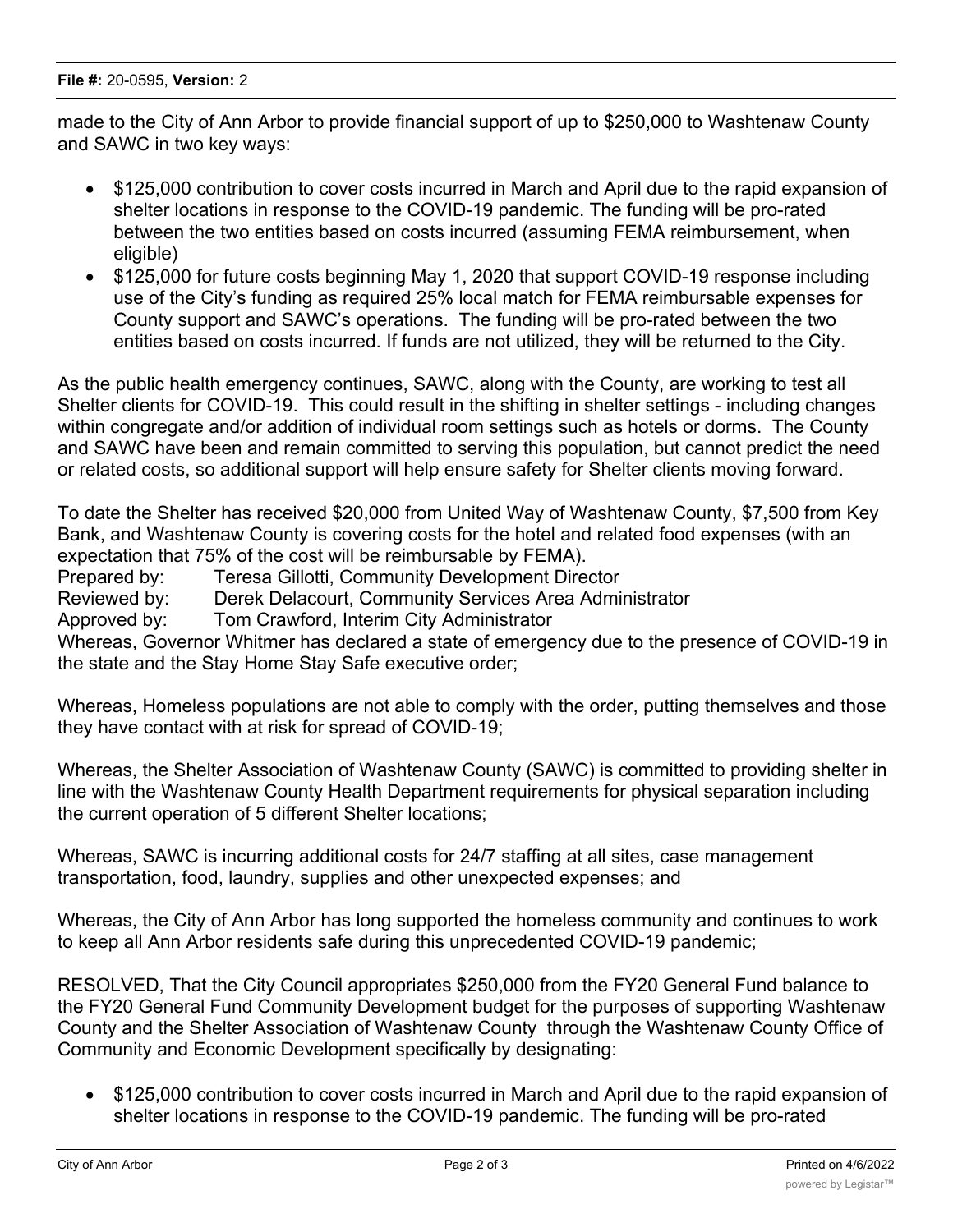made to the City of Ann Arbor to provide financial support of up to $250,000 to Washtenaw County and SAWC in two key ways:

- $125,000 contribution to cover costs incurred in March and April due to the rapid expansion of shelter locations in response to the COVID-19 pandemic. The funding will be pro-rated between the two entities based on costs incurred (assuming FEMA reimbursement, when eligible)
- $125,000 for future costs beginning May 1, 2020 that support COVID-19 response including use of the City's funding as required 25% local match for FEMA reimbursable expenses for County support and SAWC's operations. The funding will be pro-rated between the two entities based on costs incurred. If funds are not utilized, they will be returned to the City.

As the public health emergency continues, SAWC, along with the County, are working to test all Shelter clients for COVID-19. This could result in the shifting in shelter settings - including changes within congregate and/or addition of individual room settings such as hotels or dorms. The County and SAWC have been and remain committed to serving this population, but cannot predict the need or related costs, so additional support will help ensure safety for Shelter clients moving forward.

To date the Shelter has received $20,000 from United Way of Washtenaw County, $7,500 from Key Bank, and Washtenaw County is covering costs for the hotel and related food expenses (with an expectation that 75% of the cost will be reimbursable by FEMA).

Prepared by: Teresa Gillotti, Community Development Director
Reviewed by: Derek Delacourt, Community Services Area Administrator
Approved by: Tom Crawford, Interim City Administrator

Whereas, Governor Whitmer has declared a state of emergency due to the presence of COVID-19 in the state and the Stay Home Stay Safe executive order;

Whereas, Homeless populations are not able to comply with the order, putting themselves and those they have contact with at risk for spread of COVID-19;

Whereas, the Shelter Association of Washtenaw County (SAWC) is committed to providing shelter in line with the Washtenaw County Health Department requirements for physical separation including the current operation of 5 different Shelter locations;

Whereas, SAWC is incurring additional costs for 24/7 staffing at all sites, case management transportation, food, laundry, supplies and other unexpected expenses; and

Whereas, the City of Ann Arbor has long supported the homeless community and continues to work to keep all Ann Arbor residents safe during this unprecedented COVID-19 pandemic;

RESOLVED, That the City Council appropriates $250,000 from the FY20 General Fund balance to the FY20 General Fund Community Development budget for the purposes of supporting Washtenaw County and the Shelter Association of Washtenaw County through the Washtenaw County Office of Community and Economic Development specifically by designating:

- $125,000 contribution to cover costs incurred in March and April due to the rapid expansion of shelter locations in response to the COVID-19 pandemic. The funding will be pro-rated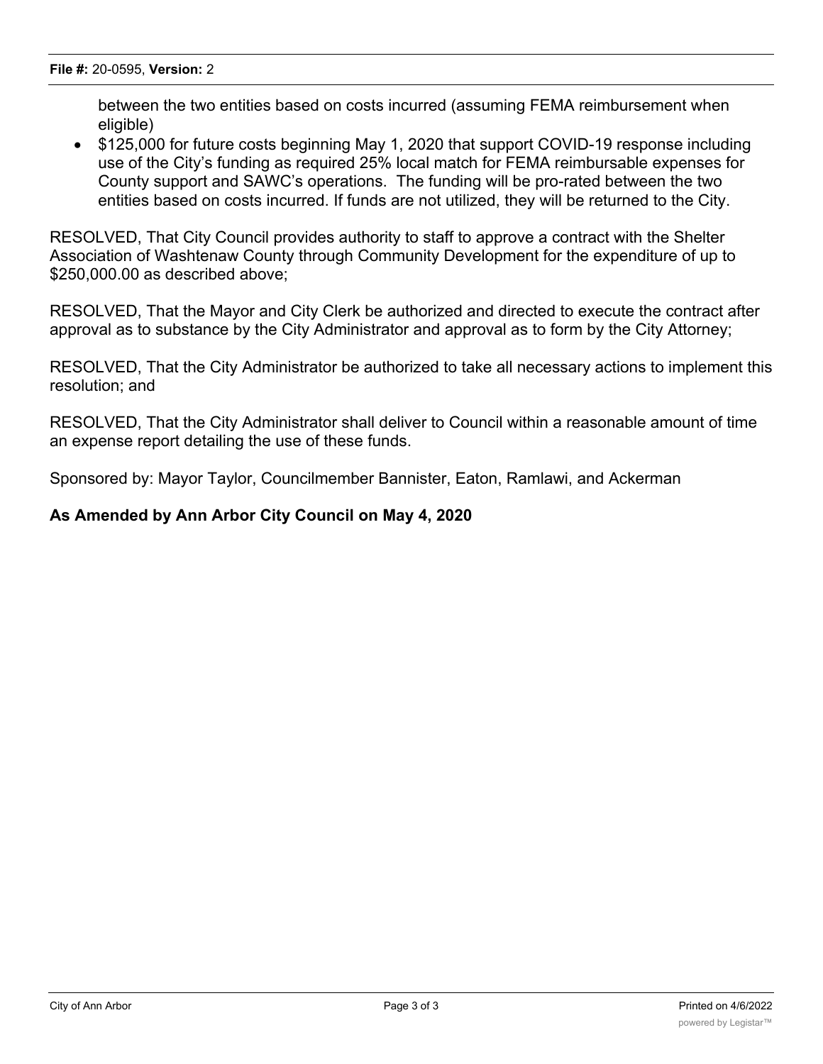between the two entities based on costs incurred (assuming FEMA reimbursement when eligible)

- $125,000 for future costs beginning May 1, 2020 that support COVID-19 response including use of the City's funding as required 25% local match for FEMA reimbursable expenses for County support and SAWC's operations. The funding will be pro-rated between the two entities based on costs incurred. If funds are not utilized, they will be returned to the City.

RESOLVED, That City Council provides authority to staff to approve a contract with the Shelter Association of Washtenaw County through Community Development for the expenditure of up to $250,000.00 as described above;

RESOLVED, That the Mayor and City Clerk be authorized and directed to execute the contract after approval as to substance by the City Administrator and approval as to form by the City Attorney;

RESOLVED, That the City Administrator be authorized to take all necessary actions to implement this resolution; and

RESOLVED, That the City Administrator shall deliver to Council within a reasonable amount of time an expense report detailing the use of these funds.

Sponsored by: Mayor Taylor, Councilmember Bannister, Eaton, Ramlawi, and Ackerman

**As Amended by Ann Arbor City Council on May 4, 2020**